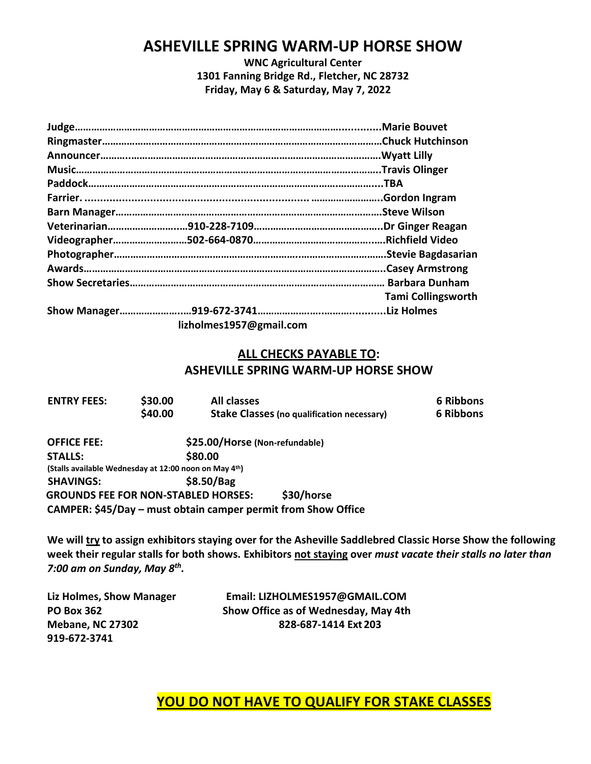# ASHEVILLE SPRING WARM-UP HORSE SHOW

**WNC Agricultural Center**
**1301 Fanning Bridge Rd., Fletcher, NC 28732**
**Friday, May 6 & Saturday, May 7, 2022**

| | | |
|---|---|---|
| **Judge** | | **Marie Bouvet** |
| **Ringmaster** | | **Chuck Hutchinson** |
| **Announcer** | | **Wyatt Lilly** |
| **Music** | | **Travis Olinger** |
| **Paddock** | | **TBA** |
| **Farrier** | | **Gordon Ingram** |
| **Barn Manager** | | **Steve Wilson** |
| **Veterinarian** | **910-228-7109** | **Dr Ginger Reagan** |
| **Videographer** | **502-664-0870** | **Richfield Video** |
| **Photographer** | | **Stevie Bagdasarian** |
| **Awards** | | **Casey Armstrong** |
| **Show Secretaries** | | **Barbara Dunham** |
| | | **Tami Collingsworth** |
| **Show Manager** | **919-672-3741** | **Liz Holmes** |
| | **lizholmes1957@gmail.com** | |

**<u>ALL CHECKS PAYABLE TO</u>:**
**ASHEVILLE SPRING WARM-UP HORSE SHOW**

| | | | |
|---|---|---|---|
| **ENTRY FEES:** | **$30.00** | **All classes** | **6 Ribbons** |
| | **$40.00** | **Stake Classes (no qualification necessary)** | **6 Ribbons** |

**OFFICE FEE:** **$25.00/Horse (Non-refundable)**
**STALLS:** **$80.00**
**(Stalls available Wednesday at 12:00 noon on May 4th)**
**SHAVINGS:** **$8.50/Bag**
**GROUNDS FEE FOR NON-STABLED HORSES:** **$30/horse**
**CAMPER: $45/Day – must obtain camper permit from Show Office**

**We will <u>try</u> to assign exhibitors staying over for the Asheville Saddlebred Classic Horse Show the following week their regular stalls for both shows. Exhibitors <u>not staying</u> over *must vacate their stalls no later than 7:00 am on Sunday, May 8th.***

**Liz Holmes, Show Manager**
**PO Box 362**
**Mebane, NC 27302**
**919-672-3741**

**Email: LIZHOLMES1957@GMAIL.COM**
**Show Office as of Wednesday, May 4th**
**828-687-1414 Ext 203**

**<u>YOU DO NOT HAVE TO QUALIFY FOR STAKE CLASSES</u>**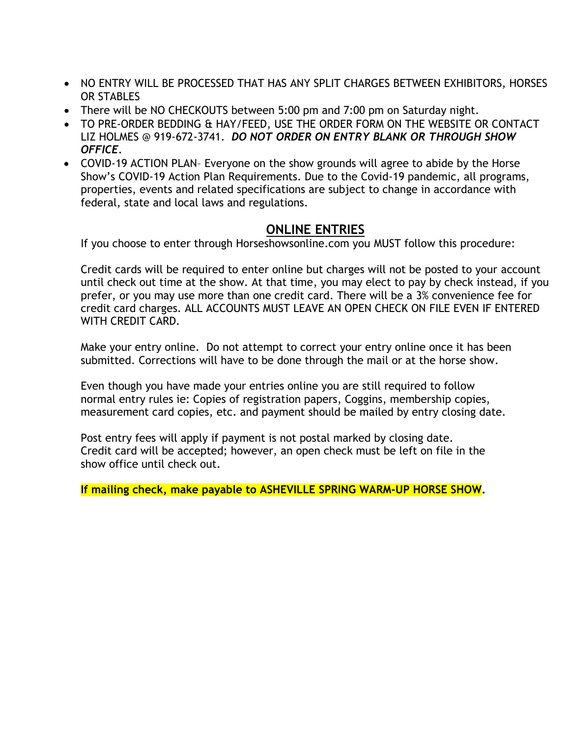- NO ENTRY WILL BE PROCESSED THAT HAS ANY SPLIT CHARGES BETWEEN EXHIBITORS, HORSES OR STABLES
- There will be NO CHECKOUTS between 5:00 pm and 7:00 pm on Saturday night.
- TO PRE-ORDER BEDDING & HAY/FEED, USE THE ORDER FORM ON THE WEBSITE OR CONTACT LIZ HOLMES @ 919-672-3741. ***DO NOT ORDER ON ENTRY BLANK OR THROUGH SHOW OFFICE.***
- COVID-19 ACTION PLAN– Everyone on the show grounds will agree to abide by the Horse Show's COVID-19 Action Plan Requirements. Due to the Covid-19 pandemic, all programs, properties, events and related specifications are subject to change in accordance with federal, state and local laws and regulations.

## ONLINE ENTRIES

If you choose to enter through Horseshowsonline.com you MUST follow this procedure:

Credit cards will be required to enter online but charges will not be posted to your account until check out time at the show. At that time, you may elect to pay by check instead, if you prefer, or you may use more than one credit card. There will be a 3% convenience fee for credit card charges. ALL ACCOUNTS MUST LEAVE AN OPEN CHECK ON FILE EVEN IF ENTERED WITH CREDIT CARD.

Make your entry online. Do not attempt to correct your entry online once it has been submitted. Corrections will have to be done through the mail or at the horse show.

Even though you have made your entries online you are still required to follow normal entry rules ie: Copies of registration papers, Coggins, membership copies, measurement card copies, etc. and payment should be mailed by entry closing date.

Post entry fees will apply if payment is not postal marked by closing date.
Credit card will be accepted; however, an open check must be left on file in the show office until check out.

**If mailing check, make payable to ASHEVILLE SPRING WARM-UP HORSE SHOW.**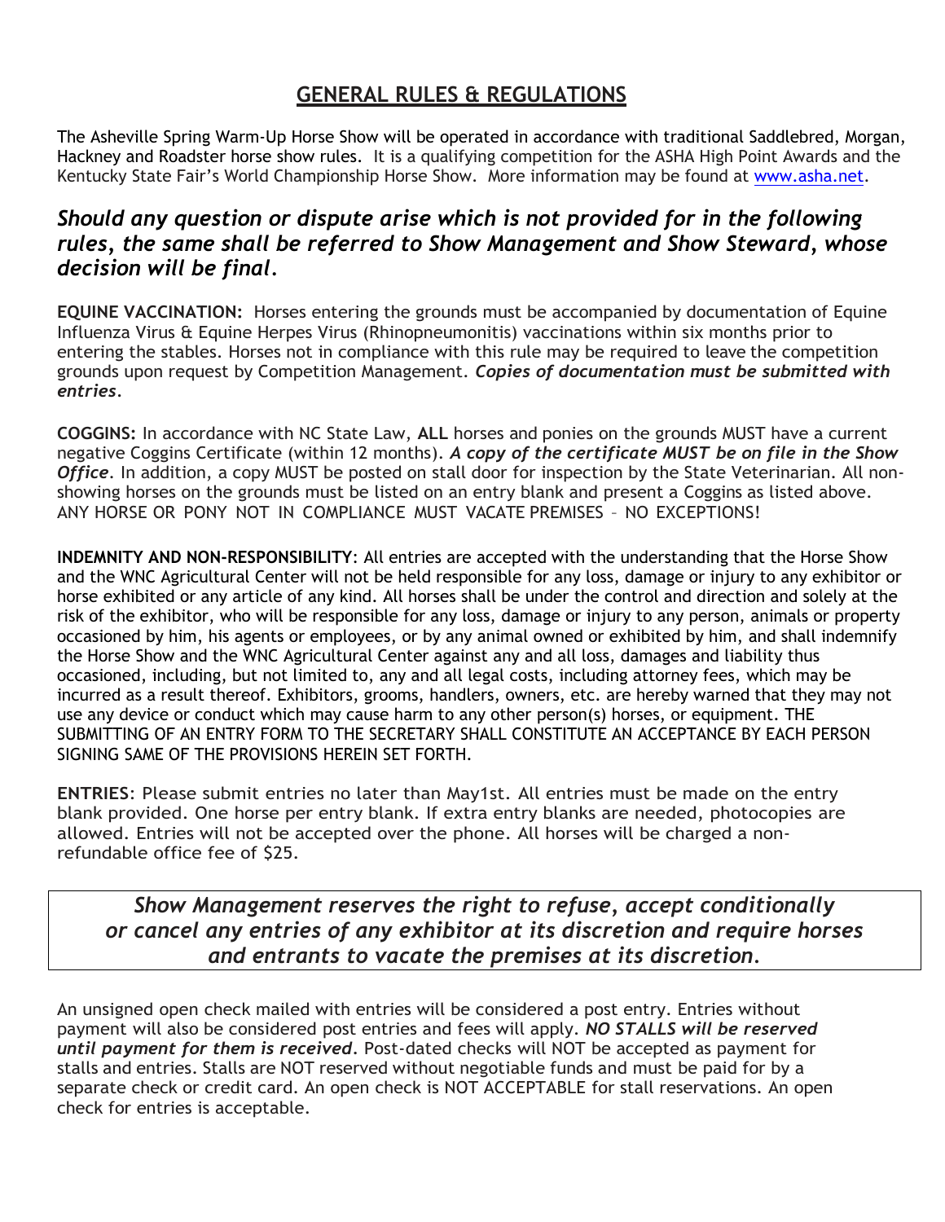## GENERAL RULES & REGULATIONS

The Asheville Spring Warm-Up Horse Show will be operated in accordance with traditional Saddlebred, Morgan, Hackney and Roadster horse show rules. It is a qualifying competition for the ASHA High Point Awards and the Kentucky State Fair's World Championship Horse Show. More information may be found at www.asha.net.

### *Should any question or dispute arise which is not provided for in the following rules, the same shall be referred to Show Management and Show Steward, whose decision will be final.*

**EQUINE VACCINATION:** Horses entering the grounds must be accompanied by documentation of Equine Influenza Virus & Equine Herpes Virus (Rhinopneumonitis) vaccinations within six months prior to entering the stables. Horses not in compliance with this rule may be required to leave the competition grounds upon request by Competition Management. ***Copies of documentation must be submitted with entries.***

**COGGINS:** In accordance with NC State Law, **ALL** horses and ponies on the grounds MUST have a current negative Coggins Certificate (within 12 months). ***A copy of the certificate MUST be on file in the Show Office.*** In addition, a copy MUST be posted on stall door for inspection by the State Veterinarian. All non-showing horses on the grounds must be listed on an entry blank and present a Coggins as listed above. ANY HORSE OR PONY NOT IN COMPLIANCE MUST VACATE PREMISES – NO EXCEPTIONS!

**INDEMNITY AND NON-RESPONSIBILITY**: All entries are accepted with the understanding that the Horse Show and the WNC Agricultural Center will not be held responsible for any loss, damage or injury to any exhibitor or horse exhibited or any article of any kind. All horses shall be under the control and direction and solely at the risk of the exhibitor, who will be responsible for any loss, damage or injury to any person, animals or property occasioned by him, his agents or employees, or by any animal owned or exhibited by him, and shall indemnify the Horse Show and the WNC Agricultural Center against any and all loss, damages and liability thus occasioned, including, but not limited to, any and all legal costs, including attorney fees, which may be incurred as a result thereof. Exhibitors, grooms, handlers, owners, etc. are hereby warned that they may not use any device or conduct which may cause harm to any other person(s) horses, or equipment. THE SUBMITTING OF AN ENTRY FORM TO THE SECRETARY SHALL CONSTITUTE AN ACCEPTANCE BY EACH PERSON SIGNING SAME OF THE PROVISIONS HEREIN SET FORTH.

**ENTRIES**: Please submit entries no later than May1st. All entries must be made on the entry blank provided. One horse per entry blank. If extra entry blanks are needed, photocopies are allowed. Entries will not be accepted over the phone. All horses will be charged a non-refundable office fee of $25.

*Show Management reserves the right to refuse, accept conditionally or cancel any entries of any exhibitor at its discretion and require horses and entrants to vacate the premises at its discretion.*

An unsigned open check mailed with entries will be considered a post entry. Entries without payment will also be considered post entries and fees will apply. ***NO STALLS will be reserved until payment for them is received.*** Post-dated checks will NOT be accepted as payment for stalls and entries. Stalls are NOT reserved without negotiable funds and must be paid for by a separate check or credit card. An open check is NOT ACCEPTABLE for stall reservations. An open check for entries is acceptable.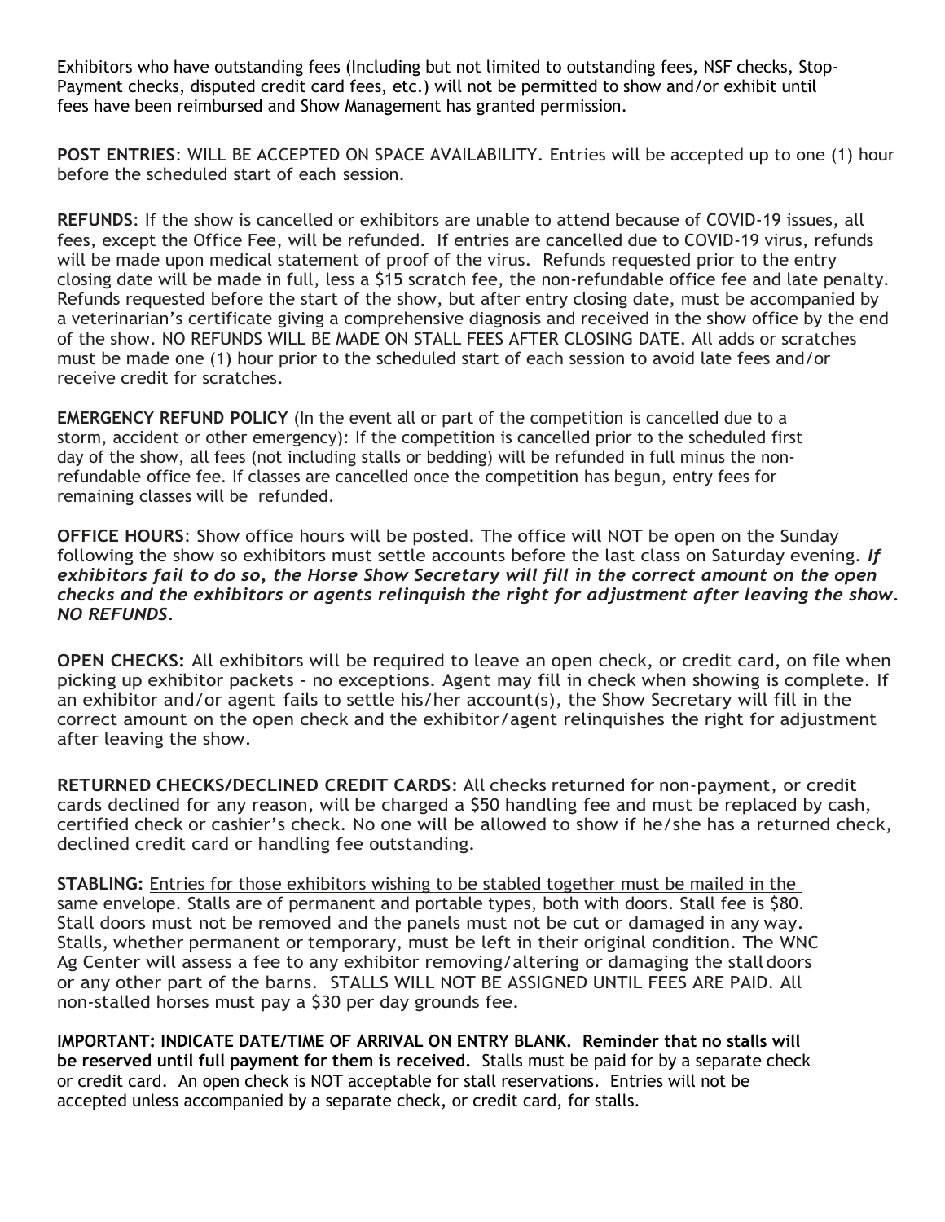Exhibitors who have outstanding fees (Including but not limited to outstanding fees, NSF checks, Stop-Payment checks, disputed credit card fees, etc.) will not be permitted to show and/or exhibit until fees have been reimbursed and Show Management has granted permission.

**POST ENTRIES**: WILL BE ACCEPTED ON SPACE AVAILABILITY. Entries will be accepted up to one (1) hour before the scheduled start of each session.

**REFUNDS**: If the show is cancelled or exhibitors are unable to attend because of COVID-19 issues, all fees, except the Office Fee, will be refunded. If entries are cancelled due to COVID-19 virus, refunds will be made upon medical statement of proof of the virus. Refunds requested prior to the entry closing date will be made in full, less a $15 scratch fee, the non-refundable office fee and late penalty. Refunds requested before the start of the show, but after entry closing date, must be accompanied by a veterinarian's certificate giving a comprehensive diagnosis and received in the show office by the end of the show. NO REFUNDS WILL BE MADE ON STALL FEES AFTER CLOSING DATE. All adds or scratches must be made one (1) hour prior to the scheduled start of each session to avoid late fees and/or receive credit for scratches.

**EMERGENCY REFUND POLICY** (In the event all or part of the competition is cancelled due to a storm, accident or other emergency): If the competition is cancelled prior to the scheduled first day of the show, all fees (not including stalls or bedding) will be refunded in full minus the non-refundable office fee. If classes are cancelled once the competition has begun, entry fees for remaining classes will be refunded.

**OFFICE HOURS**: Show office hours will be posted. The office will NOT be open on the Sunday following the show so exhibitors must settle accounts before the last class on Saturday evening. ***If exhibitors fail to do so, the Horse Show Secretary will fill in the correct amount on the open checks and the exhibitors or agents relinquish the right for adjustment after leaving the show. NO REFUNDS.***

**OPEN CHECKS:** All exhibitors will be required to leave an open check, or credit card, on file when picking up exhibitor packets - no exceptions. Agent may fill in check when showing is complete. If an exhibitor and/or agent fails to settle his/her account(s), the Show Secretary will fill in the correct amount on the open check and the exhibitor/agent relinquishes the right for adjustment after leaving the show.

**RETURNED CHECKS/DECLINED CREDIT CARDS**: All checks returned for non-payment, or credit cards declined for any reason, will be charged a $50 handling fee and must be replaced by cash, certified check or cashier's check. No one will be allowed to show if he/she has a returned check, declined credit card or handling fee outstanding.

**STABLING:** <u>Entries for those exhibitors wishing to be stabled together must be mailed in the same envelope</u>. Stalls are of permanent and portable types, both with doors. Stall fee is $80. Stall doors must not be removed and the panels must not be cut or damaged in any way. Stalls, whether permanent or temporary, must be left in their original condition. The WNC Ag Center will assess a fee to any exhibitor removing/altering or damaging the stall doors or any other part of the barns. STALLS WILL NOT BE ASSIGNED UNTIL FEES ARE PAID. All non-stalled horses must pay a $30 per day grounds fee.

**IMPORTANT: INDICATE DATE/TIME OF ARRIVAL ON ENTRY BLANK. Reminder that no stalls will be reserved until full payment for them is received.** Stalls must be paid for by a separate check or credit card. An open check is NOT acceptable for stall reservations. Entries will not be accepted unless accompanied by a separate check, or credit card, for stalls.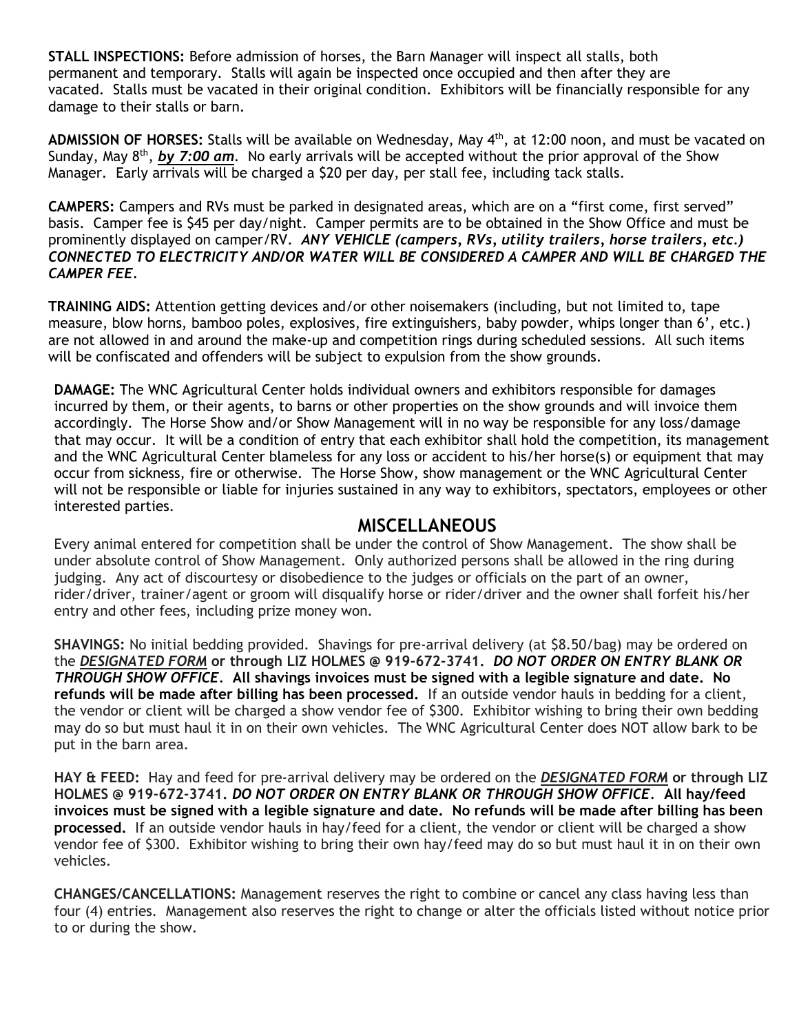**STALL INSPECTIONS:** Before admission of horses, the Barn Manager will inspect all stalls, both permanent and temporary. Stalls will again be inspected once occupied and then after they are vacated. Stalls must be vacated in their original condition. Exhibitors will be financially responsible for any damage to their stalls or barn.

**ADMISSION OF HORSES:** Stalls will be available on Wednesday, May 4th, at 12:00 noon, and must be vacated on Sunday, May 8th, ***by 7:00 am***. No early arrivals will be accepted without the prior approval of the Show Manager. Early arrivals will be charged a $20 per day, per stall fee, including tack stalls.

**CAMPERS:** Campers and RVs must be parked in designated areas, which are on a "first come, first served" basis. Camper fee is $45 per day/night. Camper permits are to be obtained in the Show Office and must be prominently displayed on camper/RV. ***ANY VEHICLE (campers, RVs, utility trailers, horse trailers, etc.) CONNECTED TO ELECTRICITY AND/OR WATER WILL BE CONSIDERED A CAMPER AND WILL BE CHARGED THE CAMPER FEE.***

**TRAINING AIDS:** Attention getting devices and/or other noisemakers (including, but not limited to, tape measure, blow horns, bamboo poles, explosives, fire extinguishers, baby powder, whips longer than 6', etc.) are not allowed in and around the make-up and competition rings during scheduled sessions. All such items will be confiscated and offenders will be subject to expulsion from the show grounds.

**DAMAGE:** The WNC Agricultural Center holds individual owners and exhibitors responsible for damages incurred by them, or their agents, to barns or other properties on the show grounds and will invoice them accordingly. The Horse Show and/or Show Management will in no way be responsible for any loss/damage that may occur. It will be a condition of entry that each exhibitor shall hold the competition, its management and the WNC Agricultural Center blameless for any loss or accident to his/her horse(s) or equipment that may occur from sickness, fire or otherwise. The Horse Show, show management or the WNC Agricultural Center will not be responsible or liable for injuries sustained in any way to exhibitors, spectators, employees or other interested parties.

## MISCELLANEOUS

Every animal entered for competition shall be under the control of Show Management. The show shall be under absolute control of Show Management. Only authorized persons shall be allowed in the ring during judging. Any act of discourtesy or disobedience to the judges or officials on the part of an owner, rider/driver, trainer/agent or groom will disqualify horse or rider/driver and the owner shall forfeit his/her entry and other fees, including prize money won.

**SHAVINGS:** No initial bedding provided. Shavings for pre-arrival delivery (at $8.50/bag) may be ordered on the ***DESIGNATED FORM*** **or through LIZ HOLMES @ 919-672-3741.** ***DO NOT ORDER ON ENTRY BLANK OR THROUGH SHOW OFFICE.*** **All shavings invoices must be signed with a legible signature and date. No refunds will be made after billing has been processed.** If an outside vendor hauls in bedding for a client, the vendor or client will be charged a show vendor fee of $300. Exhibitor wishing to bring their own bedding may do so but must haul it in on their own vehicles. The WNC Agricultural Center does NOT allow bark to be put in the barn area.

**HAY & FEED:** Hay and feed for pre-arrival delivery may be ordered on the ***DESIGNATED FORM*** **or through LIZ HOLMES @ 919-672-3741.** ***DO NOT ORDER ON ENTRY BLANK OR THROUGH SHOW OFFICE.*** **All hay/feed invoices must be signed with a legible signature and date. No refunds will be made after billing has been processed.** If an outside vendor hauls in hay/feed for a client, the vendor or client will be charged a show vendor fee of $300. Exhibitor wishing to bring their own hay/feed may do so but must haul it in on their own vehicles.

**CHANGES/CANCELLATIONS:** Management reserves the right to combine or cancel any class having less than four (4) entries. Management also reserves the right to change or alter the officials listed without notice prior to or during the show.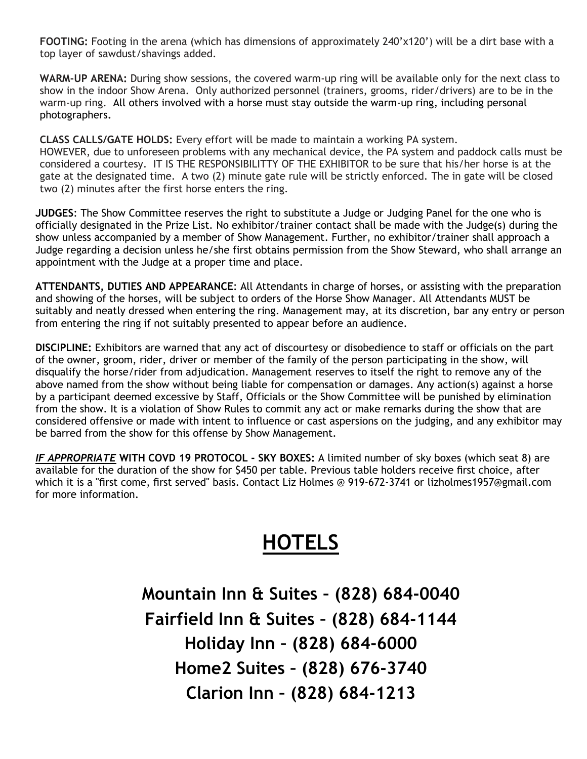**FOOTING:** Footing in the arena (which has dimensions of approximately 240'x120') will be a dirt base with a top layer of sawdust/shavings added.

**WARM-UP ARENA:** During show sessions, the covered warm-up ring will be available only for the next class to show in the indoor Show Arena. Only authorized personnel (trainers, grooms, rider/drivers) are to be in the warm-up ring. All others involved with a horse must stay outside the warm-up ring, including personal photographers.

**CLASS CALLS/GATE HOLDS:** Every effort will be made to maintain a working PA system. HOWEVER, due to unforeseen problems with any mechanical device, the PA system and paddock calls must be considered a courtesy. IT IS THE RESPONSIBILITTY OF THE EXHIBITOR to be sure that his/her horse is at the gate at the designated time. A two (2) minute gate rule will be strictly enforced. The in gate will be closed two (2) minutes after the first horse enters the ring.

**JUDGES**: The Show Committee reserves the right to substitute a Judge or Judging Panel for the one who is officially designated in the Prize List. No exhibitor/trainer contact shall be made with the Judge(s) during the show unless accompanied by a member of Show Management. Further, no exhibitor/trainer shall approach a Judge regarding a decision unless he/she first obtains permission from the Show Steward, who shall arrange an appointment with the Judge at a proper time and place.

**ATTENDANTS, DUTIES AND APPEARANCE**: All Attendants in charge of horses, or assisting with the preparation and showing of the horses, will be subject to orders of the Horse Show Manager. All Attendants MUST be suitably and neatly dressed when entering the ring. Management may, at its discretion, bar any entry or person from entering the ring if not suitably presented to appear before an audience.

**DISCIPLINE:** Exhibitors are warned that any act of discourtesy or disobedience to staff or officials on the part of the owner, groom, rider, driver or member of the family of the person participating in the show, will disqualify the horse/rider from adjudication. Management reserves to itself the right to remove any of the above named from the show without being liable for compensation or damages. Any action(s) against a horse by a participant deemed excessive by Staff, Officials or the Show Committee will be punished by elimination from the show. It is a violation of Show Rules to commit any act or make remarks during the show that are considered offensive or made with intent to influence or cast aspersions on the judging, and any exhibitor may be barred from the show for this offense by Show Management.

***IF APPROPRIATE*** **WITH COVD 19 PROTOCOL - SKY BOXES:** A limited number of sky boxes (which seat 8) are available for the duration of the show for $450 per table. Previous table holders receive first choice, after which it is a "first come, first served" basis. Contact Liz Holmes @ 919-672-3741 or lizholmes1957@gmail.com for more information.

# HOTELS

**Mountain Inn & Suites – (828) 684-0040**

**Fairfield Inn & Suites – (828) 684-1144**

**Holiday Inn – (828) 684-6000**

**Home2 Suites – (828) 676-3740**

**Clarion Inn – (828) 684-1213**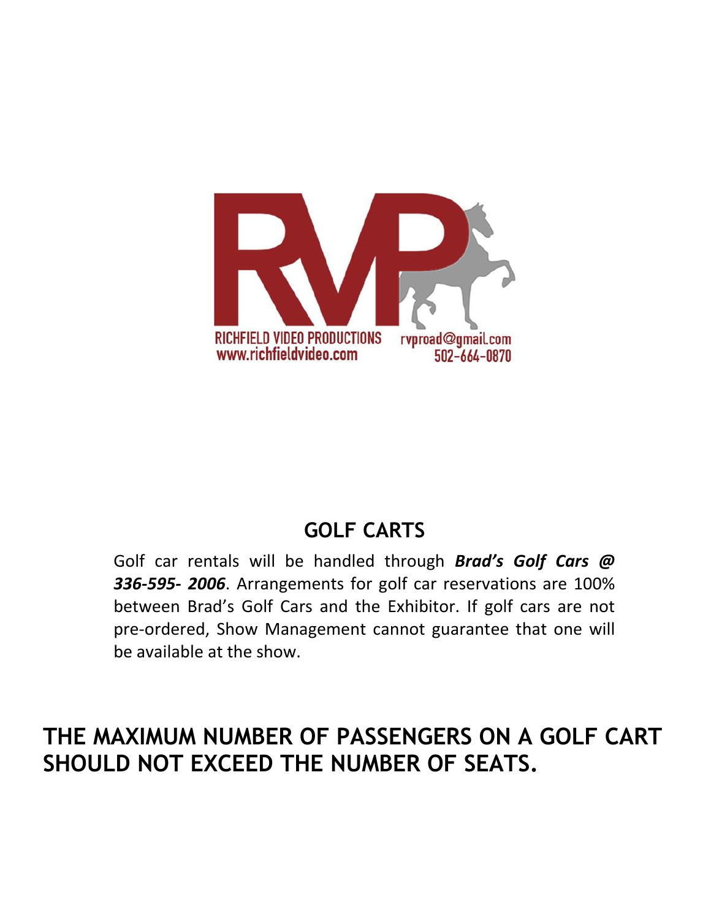RICHFIELD VIDEO PRODUCTIONS
www.richfieldvideo.com
rvproad@gmail.com
502-664-0870

## GOLF CARTS

Golf car rentals will be handled through ***Brad's Golf Cars @ 336-595- 2006***. Arrangements for golf car reservations are 100% between Brad's Golf Cars and the Exhibitor. If golf cars are not pre-ordered, Show Management cannot guarantee that one will be available at the show.

## THE MAXIMUM NUMBER OF PASSENGERS ON A GOLF CART SHOULD NOT EXCEED THE NUMBER OF SEATS.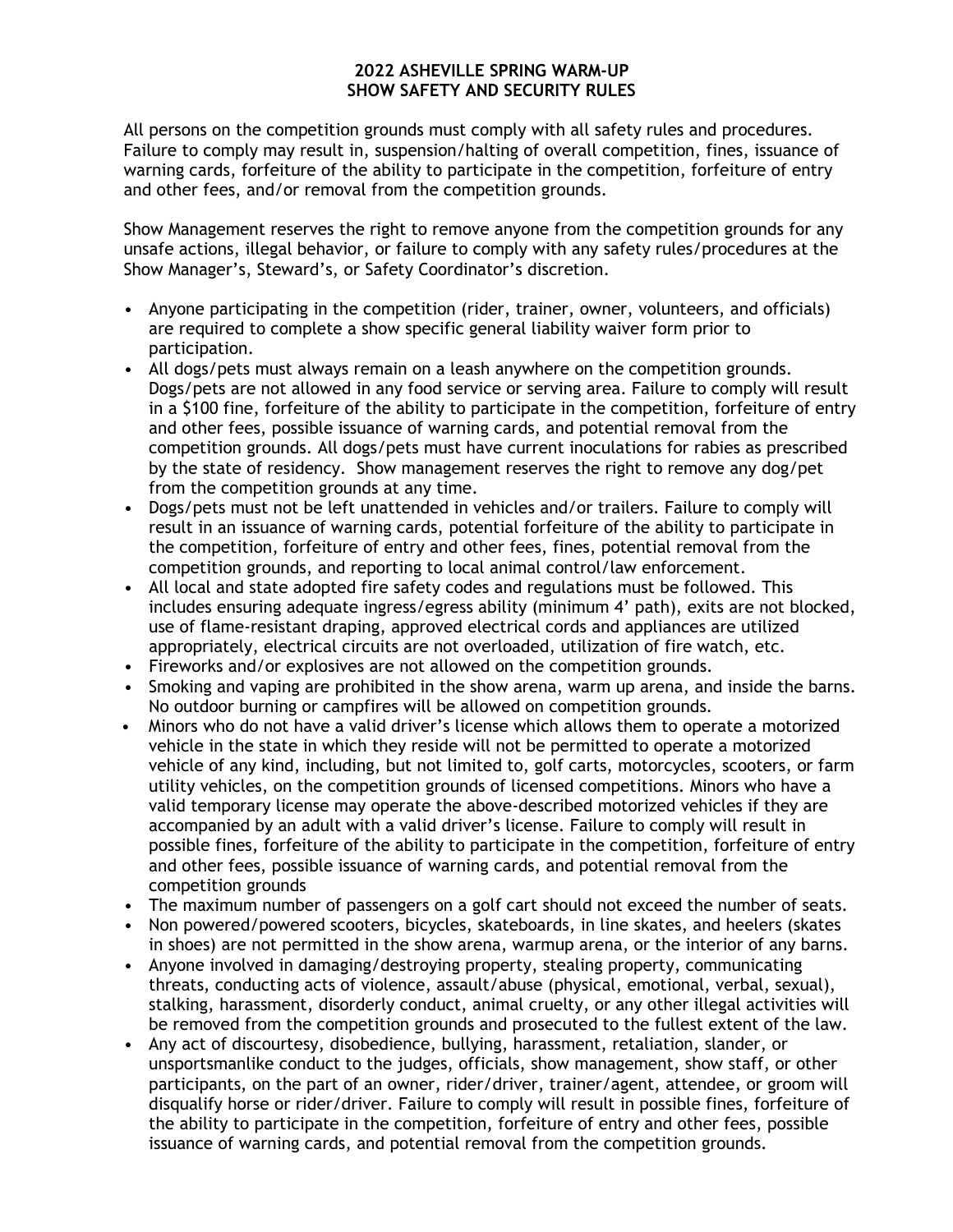## 2022 ASHEVILLE SPRING WARM-UP
## SHOW SAFETY AND SECURITY RULES

All persons on the competition grounds must comply with all safety rules and procedures. Failure to comply may result in, suspension/halting of overall competition, fines, issuance of warning cards, forfeiture of the ability to participate in the competition, forfeiture of entry and other fees, and/or removal from the competition grounds.

Show Management reserves the right to remove anyone from the competition grounds for any unsafe actions, illegal behavior, or failure to comply with any safety rules/procedures at the Show Manager's, Steward's, or Safety Coordinator's discretion.

- Anyone participating in the competition (rider, trainer, owner, volunteers, and officials) are required to complete a show specific general liability waiver form prior to participation.
- All dogs/pets must always remain on a leash anywhere on the competition grounds. Dogs/pets are not allowed in any food service or serving area. Failure to comply will result in a $100 fine, forfeiture of the ability to participate in the competition, forfeiture of entry and other fees, possible issuance of warning cards, and potential removal from the competition grounds. All dogs/pets must have current inoculations for rabies as prescribed by the state of residency. Show management reserves the right to remove any dog/pet from the competition grounds at any time.
- Dogs/pets must not be left unattended in vehicles and/or trailers. Failure to comply will result in an issuance of warning cards, potential forfeiture of the ability to participate in the competition, forfeiture of entry and other fees, fines, potential removal from the competition grounds, and reporting to local animal control/law enforcement.
- All local and state adopted fire safety codes and regulations must be followed. This includes ensuring adequate ingress/egress ability (minimum 4' path), exits are not blocked, use of flame-resistant draping, approved electrical cords and appliances are utilized appropriately, electrical circuits are not overloaded, utilization of fire watch, etc.
- Fireworks and/or explosives are not allowed on the competition grounds.
- Smoking and vaping are prohibited in the show arena, warm up arena, and inside the barns. No outdoor burning or campfires will be allowed on competition grounds.
- Minors who do not have a valid driver's license which allows them to operate a motorized vehicle in the state in which they reside will not be permitted to operate a motorized vehicle of any kind, including, but not limited to, golf carts, motorcycles, scooters, or farm utility vehicles, on the competition grounds of licensed competitions. Minors who have a valid temporary license may operate the above-described motorized vehicles if they are accompanied by an adult with a valid driver's license. Failure to comply will result in possible fines, forfeiture of the ability to participate in the competition, forfeiture of entry and other fees, possible issuance of warning cards, and potential removal from the competition grounds
- The maximum number of passengers on a golf cart should not exceed the number of seats.
- Non powered/powered scooters, bicycles, skateboards, in line skates, and heelers (skates in shoes) are not permitted in the show arena, warmup arena, or the interior of any barns.
- Anyone involved in damaging/destroying property, stealing property, communicating threats, conducting acts of violence, assault/abuse (physical, emotional, verbal, sexual), stalking, harassment, disorderly conduct, animal cruelty, or any other illegal activities will be removed from the competition grounds and prosecuted to the fullest extent of the law.
- Any act of discourtesy, disobedience, bullying, harassment, retaliation, slander, or unsportsmanlike conduct to the judges, officials, show management, show staff, or other participants, on the part of an owner, rider/driver, trainer/agent, attendee, or groom will disqualify horse or rider/driver. Failure to comply will result in possible fines, forfeiture of the ability to participate in the competition, forfeiture of entry and other fees, possible issuance of warning cards, and potential removal from the competition grounds.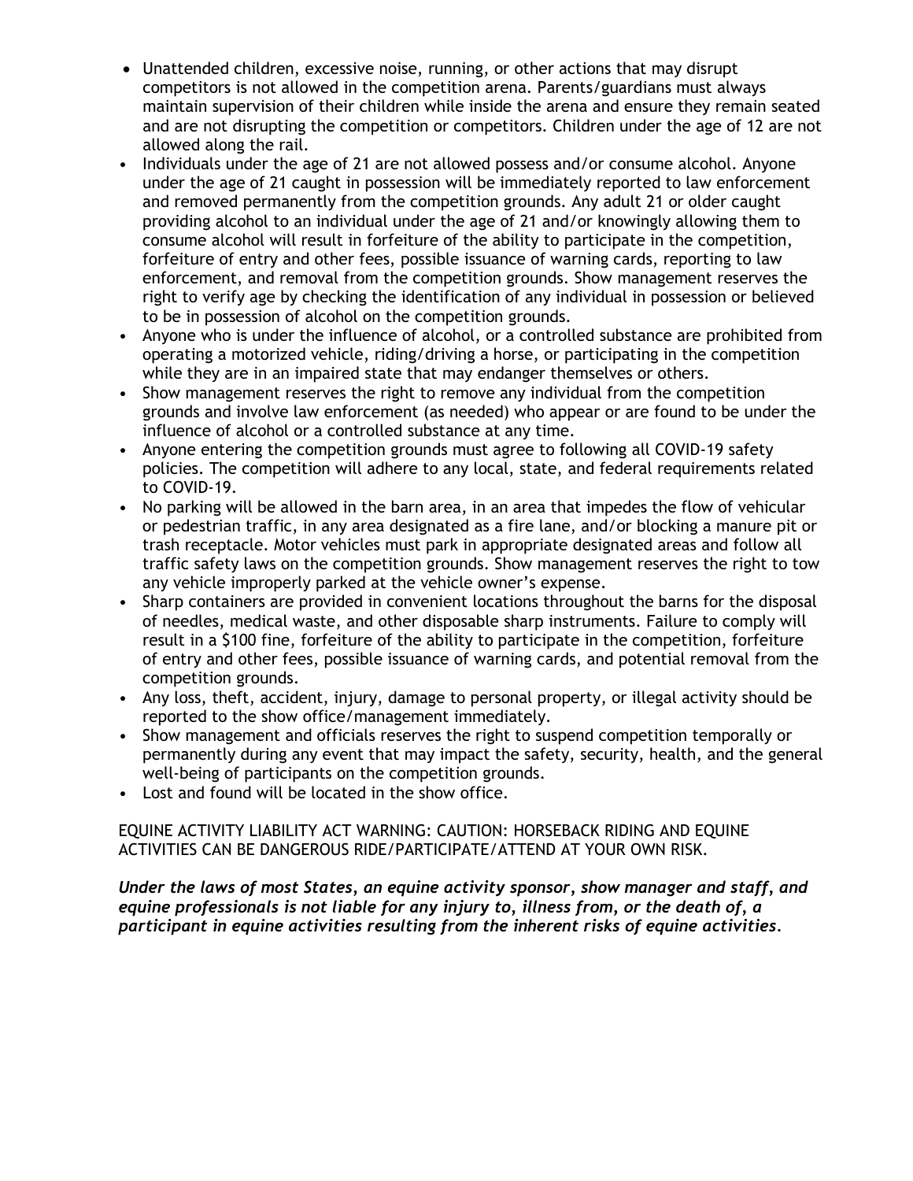- Unattended children, excessive noise, running, or other actions that may disrupt competitors is not allowed in the competition arena. Parents/guardians must always maintain supervision of their children while inside the arena and ensure they remain seated and are not disrupting the competition or competitors. Children under the age of 12 are not allowed along the rail.
- Individuals under the age of 21 are not allowed possess and/or consume alcohol. Anyone under the age of 21 caught in possession will be immediately reported to law enforcement and removed permanently from the competition grounds. Any adult 21 or older caught providing alcohol to an individual under the age of 21 and/or knowingly allowing them to consume alcohol will result in forfeiture of the ability to participate in the competition, forfeiture of entry and other fees, possible issuance of warning cards, reporting to law enforcement, and removal from the competition grounds. Show management reserves the right to verify age by checking the identification of any individual in possession or believed to be in possession of alcohol on the competition grounds.
- Anyone who is under the influence of alcohol, or a controlled substance are prohibited from operating a motorized vehicle, riding/driving a horse, or participating in the competition while they are in an impaired state that may endanger themselves or others.
- Show management reserves the right to remove any individual from the competition grounds and involve law enforcement (as needed) who appear or are found to be under the influence of alcohol or a controlled substance at any time.
- Anyone entering the competition grounds must agree to following all COVID-19 safety policies. The competition will adhere to any local, state, and federal requirements related to COVID-19.
- No parking will be allowed in the barn area, in an area that impedes the flow of vehicular or pedestrian traffic, in any area designated as a fire lane, and/or blocking a manure pit or trash receptacle. Motor vehicles must park in appropriate designated areas and follow all traffic safety laws on the competition grounds. Show management reserves the right to tow any vehicle improperly parked at the vehicle owner's expense.
- Sharp containers are provided in convenient locations throughout the barns for the disposal of needles, medical waste, and other disposable sharp instruments. Failure to comply will result in a $100 fine, forfeiture of the ability to participate in the competition, forfeiture of entry and other fees, possible issuance of warning cards, and potential removal from the competition grounds.
- Any loss, theft, accident, injury, damage to personal property, or illegal activity should be reported to the show office/management immediately.
- Show management and officials reserves the right to suspend competition temporally or permanently during any event that may impact the safety, security, health, and the general well-being of participants on the competition grounds.
- Lost and found will be located in the show office.

EQUINE ACTIVITY LIABILITY ACT WARNING: CAUTION: HORSEBACK RIDING AND EQUINE ACTIVITIES CAN BE DANGEROUS RIDE/PARTICIPATE/ATTEND AT YOUR OWN RISK.

***Under the laws of most States, an equine activity sponsor, show manager and staff, and equine professionals is not liable for any injury to, illness from, or the death of, a participant in equine activities resulting from the inherent risks of equine activities.***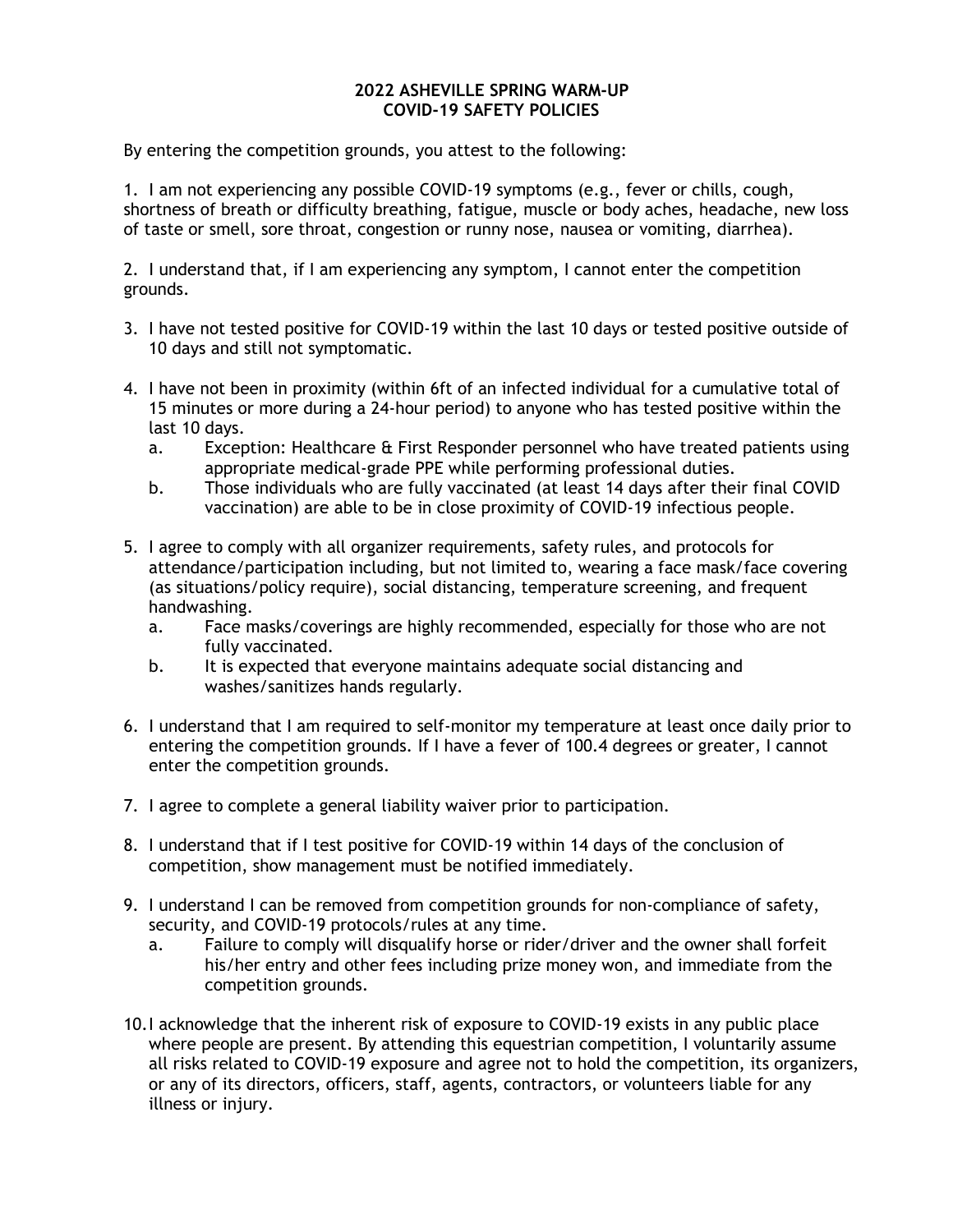# 2022 ASHEVILLE SPRING WARM-UP
# COVID-19 SAFETY POLICIES

By entering the competition grounds, you attest to the following:

1. I am not experiencing any possible COVID-19 symptoms (e.g., fever or chills, cough, shortness of breath or difficulty breathing, fatigue, muscle or body aches, headache, new loss of taste or smell, sore throat, congestion or runny nose, nausea or vomiting, diarrhea).

2. I understand that, if I am experiencing any symptom, I cannot enter the competition grounds.

3. I have not tested positive for COVID-19 within the last 10 days or tested positive outside of 10 days and still not symptomatic.

4. I have not been in proximity (within 6ft of an infected individual for a cumulative total of 15 minutes or more during a 24-hour period) to anyone who has tested positive within the last 10 days.
   a. Exception: Healthcare & First Responder personnel who have treated patients using appropriate medical-grade PPE while performing professional duties.
   b. Those individuals who are fully vaccinated (at least 14 days after their final COVID vaccination) are able to be in close proximity of COVID-19 infectious people.

5. I agree to comply with all organizer requirements, safety rules, and protocols for attendance/participation including, but not limited to, wearing a face mask/face covering (as situations/policy require), social distancing, temperature screening, and frequent handwashing.
   a. Face masks/coverings are highly recommended, especially for those who are not fully vaccinated.
   b. It is expected that everyone maintains adequate social distancing and washes/sanitizes hands regularly.

6. I understand that I am required to self-monitor my temperature at least once daily prior to entering the competition grounds. If I have a fever of 100.4 degrees or greater, I cannot enter the competition grounds.

7. I agree to complete a general liability waiver prior to participation.

8. I understand that if I test positive for COVID-19 within 14 days of the conclusion of competition, show management must be notified immediately.

9. I understand I can be removed from competition grounds for non-compliance of safety, security, and COVID-19 protocols/rules at any time.
   a. Failure to comply will disqualify horse or rider/driver and the owner shall forfeit his/her entry and other fees including prize money won, and immediate from the competition grounds.

10. I acknowledge that the inherent risk of exposure to COVID-19 exists in any public place where people are present. By attending this equestrian competition, I voluntarily assume all risks related to COVID-19 exposure and agree not to hold the competition, its organizers, or any of its directors, officers, staff, agents, contractors, or volunteers liable for any illness or injury.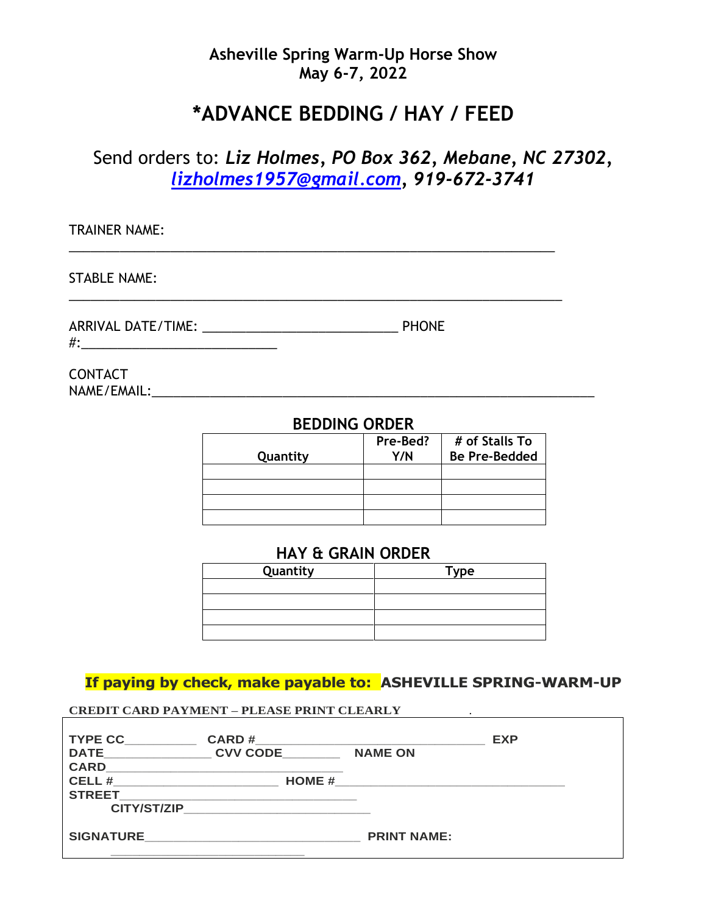**Asheville Spring Warm-Up Horse Show**
**May 6-7, 2022**

# *ADVANCE BEDDING / HAY / FEED

Send orders to: ***Liz Holmes, PO Box 362, Mebane, NC 27302,*** ***lizholmes1957@gmail.com, 919-672-3741***

TRAINER NAME: ____________________________________________________________

STABLE NAME: ____________________________________________________________

ARRIVAL DATE/TIME: ___________________________ PHONE #:___________________________

CONTACT NAME/EMAIL:____________________________________________________________

## BEDDING ORDER

| Quantity | Pre-Bed? Y/N | # of Stalls To Be Pre-Bedded |
|---|---|---|
| | | |
| | | |
| | | |
| | | |

## HAY & GRAIN ORDER

| Quantity | Type |
|---|---|
| | |
| | |
| | |
| | |

**If paying by check, make payable to: ASHEVILLE SPRING-WARM-UP**

**CREDIT CARD PAYMENT – PLEASE PRINT CLEARLY**

**TYPE CC**__________ **CARD #**________________________________ **EXP DATE**______________ **CVV CODE**________ **NAME ON CARD**________________________________

**CELL #**_______________________ **HOME #**______________________________

**STREET**_________________________________ **CITY/ST/ZIP**__________________________

**SIGNATURE**______________________________ **PRINT NAME:** ___________________________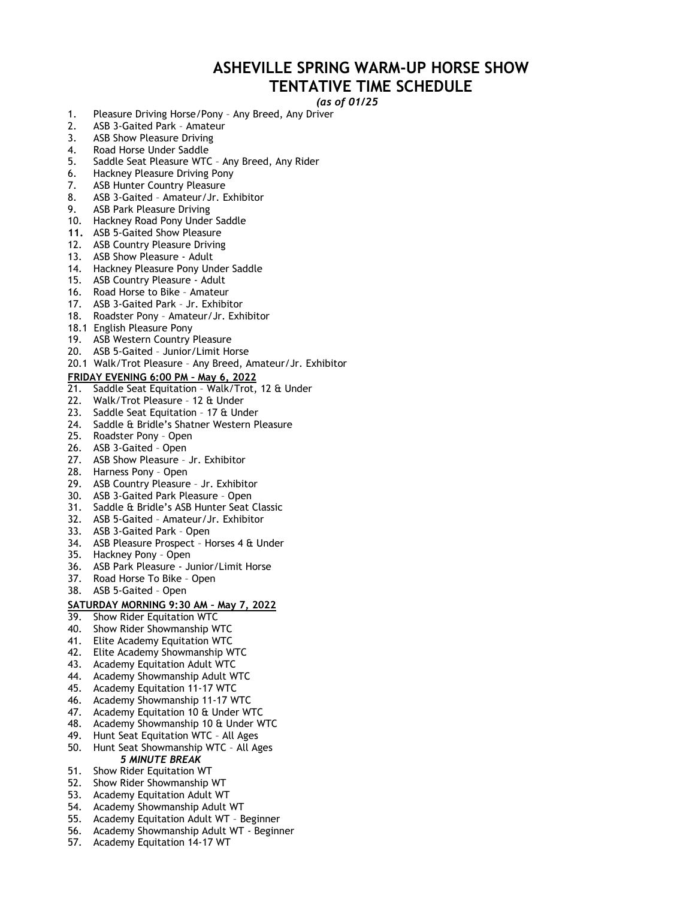# ASHEVILLE SPRING WARM-UP HORSE SHOW
# TENTATIVE TIME SCHEDULE

*(as of 01/25*

1. Pleasure Driving Horse/Pony – Any Breed, Any Driver
2. ASB 3-Gaited Park – Amateur
3. ASB Show Pleasure Driving
4. Road Horse Under Saddle
5. Saddle Seat Pleasure WTC – Any Breed, Any Rider
6. Hackney Pleasure Driving Pony
7. ASB Hunter Country Pleasure
8. ASB 3-Gaited – Amateur/Jr. Exhibitor
9. ASB Park Pleasure Driving
10. Hackney Road Pony Under Saddle
11. ASB 5-Gaited Show Pleasure
12. ASB Country Pleasure Driving
13. ASB Show Pleasure - Adult
14. Hackney Pleasure Pony Under Saddle
15. ASB Country Pleasure - Adult
16. Road Horse to Bike – Amateur
17. ASB 3-Gaited Park – Jr. Exhibitor
18. Roadster Pony – Amateur/Jr. Exhibitor

18.1 English Pleasure Pony

19. ASB Western Country Pleasure
20. ASB 5-Gaited – Junior/Limit Horse

20.1 Walk/Trot Pleasure – Any Breed, Amateur/Jr. Exhibitor

**FRIDAY EVENING 6:00 PM – May 6, 2022**

21. Saddle Seat Equitation – Walk/Trot, 12 & Under
22. Walk/Trot Pleasure – 12 & Under
23. Saddle Seat Equitation – 17 & Under
24. Saddle & Bridle's Shatner Western Pleasure
25. Roadster Pony – Open
26. ASB 3-Gaited – Open
27. ASB Show Pleasure – Jr. Exhibitor
28. Harness Pony – Open
29. ASB Country Pleasure – Jr. Exhibitor
30. ASB 3-Gaited Park Pleasure – Open
31. Saddle & Bridle's ASB Hunter Seat Classic
32. ASB 5-Gaited – Amateur/Jr. Exhibitor
33. ASB 3-Gaited Park – Open
34. ASB Pleasure Prospect – Horses 4 & Under
35. Hackney Pony – Open
36. ASB Park Pleasure - Junior/Limit Horse
37. Road Horse To Bike – Open
38. ASB 5-Gaited – Open

**SATURDAY MORNING 9:30 AM – May 7, 2022**

39. Show Rider Equitation WTC
40. Show Rider Showmanship WTC
41. Elite Academy Equitation WTC
42. Elite Academy Showmanship WTC
43. Academy Equitation Adult WTC
44. Academy Showmanship Adult WTC
45. Academy Equitation 11-17 WTC
46. Academy Showmanship 11-17 WTC
47. Academy Equitation 10 & Under WTC
48. Academy Showmanship 10 & Under WTC
49. Hunt Seat Equitation WTC – All Ages
50. Hunt Seat Showmanship WTC – All Ages

***5 MINUTE BREAK***

51. Show Rider Equitation WT
52. Show Rider Showmanship WT
53. Academy Equitation Adult WT
54. Academy Showmanship Adult WT
55. Academy Equitation Adult WT – Beginner
56. Academy Showmanship Adult WT - Beginner
57. Academy Equitation 14-17 WT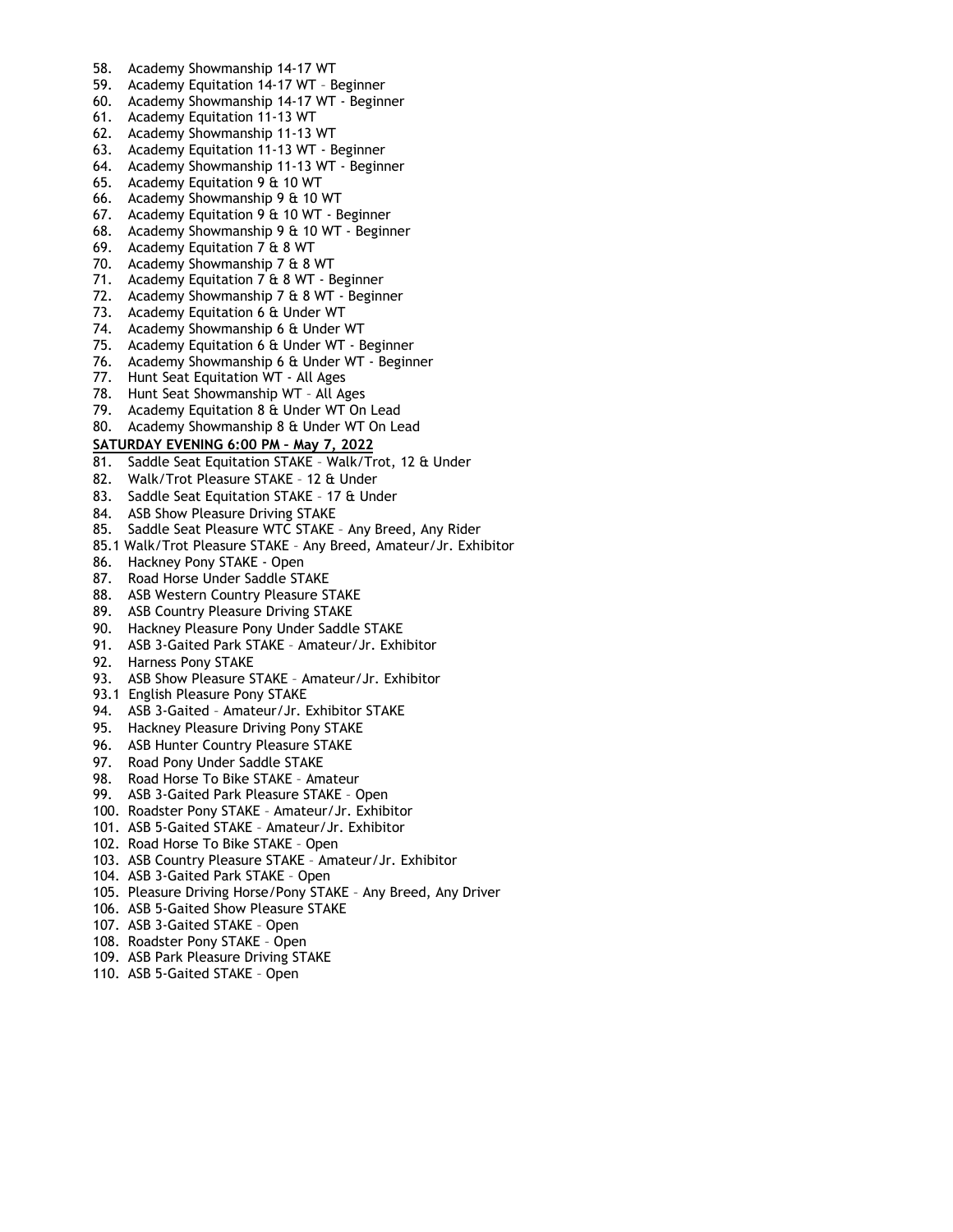58. Academy Showmanship 14-17 WT
59. Academy Equitation 14-17 WT – Beginner
60. Academy Showmanship 14-17 WT - Beginner
61. Academy Equitation 11-13 WT
62. Academy Showmanship 11-13 WT
63. Academy Equitation 11-13 WT - Beginner
64. Academy Showmanship 11-13 WT - Beginner
65. Academy Equitation 9 & 10 WT
66. Academy Showmanship 9 & 10 WT
67. Academy Equitation 9 & 10 WT - Beginner
68. Academy Showmanship 9 & 10 WT - Beginner
69. Academy Equitation 7 & 8 WT
70. Academy Showmanship 7 & 8 WT
71. Academy Equitation 7 & 8 WT - Beginner
72. Academy Showmanship 7 & 8 WT - Beginner
73. Academy Equitation 6 & Under WT
74. Academy Showmanship 6 & Under WT
75. Academy Equitation 6 & Under WT - Beginner
76. Academy Showmanship 6 & Under WT - Beginner
77. Hunt Seat Equitation WT - All Ages
78. Hunt Seat Showmanship WT – All Ages
79. Academy Equitation 8 & Under WT On Lead
80. Academy Showmanship 8 & Under WT On Lead

**SATURDAY EVENING 6:00 PM – May 7, 2022**

81. Saddle Seat Equitation STAKE – Walk/Trot, 12 & Under
82. Walk/Trot Pleasure STAKE – 12 & Under
83. Saddle Seat Equitation STAKE – 17 & Under
84. ASB Show Pleasure Driving STAKE
85. Saddle Seat Pleasure WTC STAKE – Any Breed, Any Rider

85.1 Walk/Trot Pleasure STAKE – Any Breed, Amateur/Jr. Exhibitor

86. Hackney Pony STAKE - Open
87. Road Horse Under Saddle STAKE
88. ASB Western Country Pleasure STAKE
89. ASB Country Pleasure Driving STAKE
90. Hackney Pleasure Pony Under Saddle STAKE
91. ASB 3-Gaited Park STAKE – Amateur/Jr. Exhibitor
92. Harness Pony STAKE
93. ASB Show Pleasure STAKE – Amateur/Jr. Exhibitor

93.1 English Pleasure Pony STAKE

94. ASB 3-Gaited – Amateur/Jr. Exhibitor STAKE
95. Hackney Pleasure Driving Pony STAKE
96. ASB Hunter Country Pleasure STAKE
97. Road Pony Under Saddle STAKE
98. Road Horse To Bike STAKE – Amateur
99. ASB 3-Gaited Park Pleasure STAKE – Open
100. Roadster Pony STAKE – Amateur/Jr. Exhibitor
101. ASB 5-Gaited STAKE – Amateur/Jr. Exhibitor
102. Road Horse To Bike STAKE – Open
103. ASB Country Pleasure STAKE – Amateur/Jr. Exhibitor
104. ASB 3-Gaited Park STAKE – Open
105. Pleasure Driving Horse/Pony STAKE – Any Breed, Any Driver
106. ASB 5-Gaited Show Pleasure STAKE
107. ASB 3-Gaited STAKE – Open
108. Roadster Pony STAKE – Open
109. ASB Park Pleasure Driving STAKE
110. ASB 5-Gaited STAKE – Open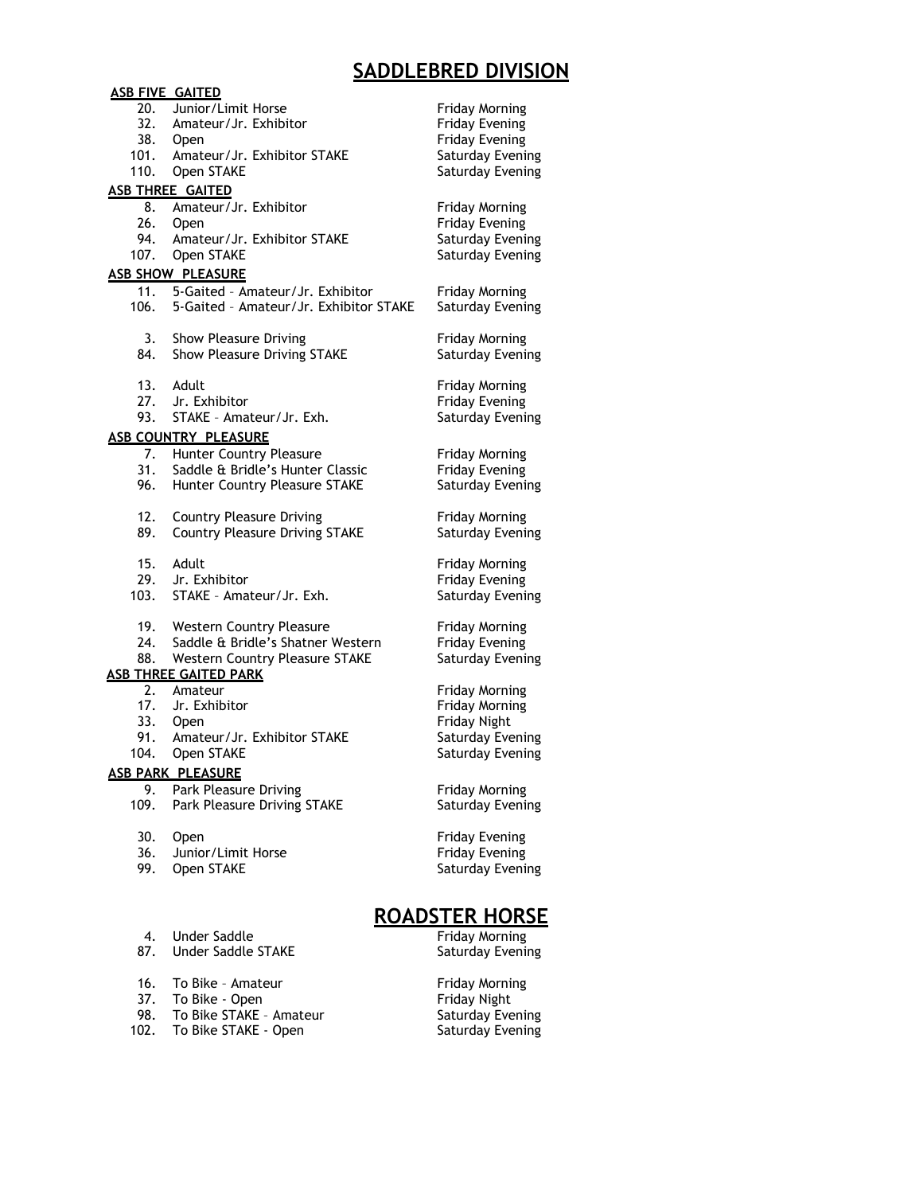# SADDLEBRED DIVISION

**ASB FIVE GAITED**

| | | |
|---|---|---|
| 20. | Junior/Limit Horse | Friday Morning |
| 32. | Amateur/Jr. Exhibitor | Friday Evening |
| 38. | Open | Friday Evening |
| 101. | Amateur/Jr. Exhibitor STAKE | Saturday Evening |
| 110. | Open STAKE | Saturday Evening |

**ASB THREE GAITED**

| | | |
|---|---|---|
| 8. | Amateur/Jr. Exhibitor | Friday Morning |
| 26. | Open | Friday Evening |
| 94. | Amateur/Jr. Exhibitor STAKE | Saturday Evening |
| 107. | Open STAKE | Saturday Evening |

**ASB SHOW PLEASURE**

| | | |
|---|---|---|
| 11. | 5-Gaited – Amateur/Jr. Exhibitor | Friday Morning |
| 106. | 5-Gaited – Amateur/Jr. Exhibitor STAKE | Saturday Evening |
| | | |
| 3. | Show Pleasure Driving | Friday Morning |
| 84. | Show Pleasure Driving STAKE | Saturday Evening |
| | | |
| 13. | Adult | Friday Morning |
| 27. | Jr. Exhibitor | Friday Evening |
| 93. | STAKE – Amateur/Jr. Exh. | Saturday Evening |

**ASB COUNTRY PLEASURE**

| | | |
|---|---|---|
| 7. | Hunter Country Pleasure | Friday Morning |
| 31. | Saddle & Bridle's Hunter Classic | Friday Evening |
| 96. | Hunter Country Pleasure STAKE | Saturday Evening |
| | | |
| 12. | Country Pleasure Driving | Friday Morning |
| 89. | Country Pleasure Driving STAKE | Saturday Evening |
| | | |
| 15. | Adult | Friday Morning |
| 29. | Jr. Exhibitor | Friday Evening |
| 103. | STAKE – Amateur/Jr. Exh. | Saturday Evening |
| | | |
| 19. | Western Country Pleasure | Friday Morning |
| 24. | Saddle & Bridle's Shatner Western | Friday Evening |
| 88. | Western Country Pleasure STAKE | Saturday Evening |

**ASB THREE GAITED PARK**

| | | |
|---|---|---|
| 2. | Amateur | Friday Morning |
| 17. | Jr. Exhibitor | Friday Morning |
| 33. | Open | Friday Night |
| 91. | Amateur/Jr. Exhibitor STAKE | Saturday Evening |
| 104. | Open STAKE | Saturday Evening |

**ASB PARK PLEASURE**

| | | |
|---|---|---|
| 9. | Park Pleasure Driving | Friday Morning |
| 109. | Park Pleasure Driving STAKE | Saturday Evening |
| | | |
| 30. | Open | Friday Evening |
| 36. | Junior/Limit Horse | Friday Evening |
| 99. | Open STAKE | Saturday Evening |

# ROADSTER HORSE

| | | |
|---|---|---|
| 4. | Under Saddle | Friday Morning |
| 87. | Under Saddle STAKE | Saturday Evening |
| | | |
| 16. | To Bike – Amateur | Friday Morning |
| 37. | To Bike - Open | Friday Night |
| 98. | To Bike STAKE – Amateur | Saturday Evening |
| 102. | To Bike STAKE - Open | Saturday Evening |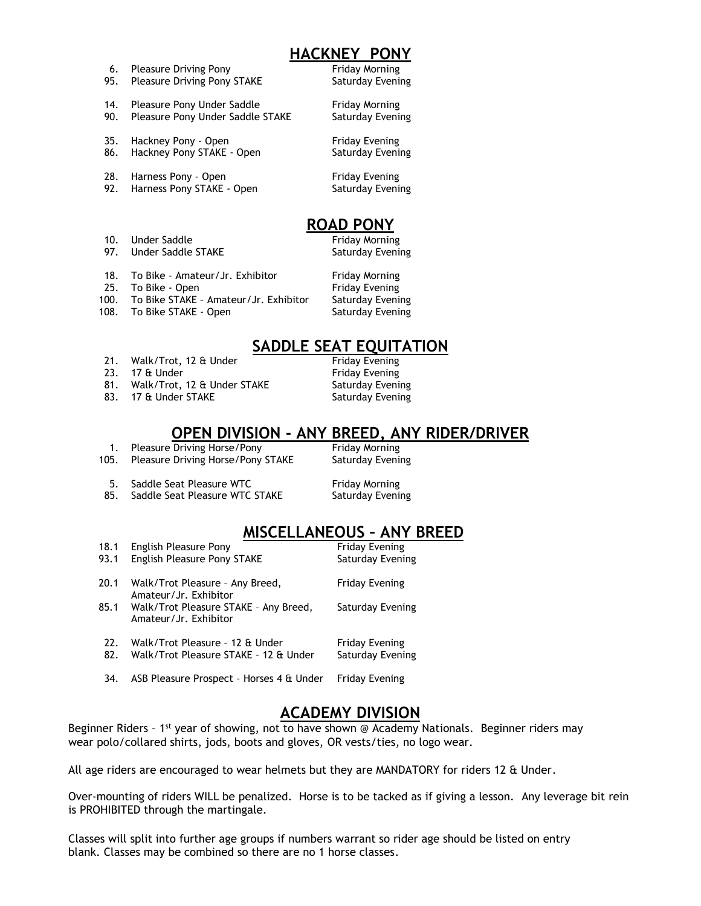## HACKNEY PONY

| | | |
|---|---|---|
| 6. | Pleasure Driving Pony | Friday Morning |
| 95. | Pleasure Driving Pony STAKE | Saturday Evening |
| 14. | Pleasure Pony Under Saddle | Friday Morning |
| 90. | Pleasure Pony Under Saddle STAKE | Saturday Evening |
| 35. | Hackney Pony - Open | Friday Evening |
| 86. | Hackney Pony STAKE - Open | Saturday Evening |
| 28. | Harness Pony – Open | Friday Evening |
| 92. | Harness Pony STAKE - Open | Saturday Evening |

## ROAD PONY

| | | |
|---|---|---|
| 10. | Under Saddle | Friday Morning |
| 97. | Under Saddle STAKE | Saturday Evening |
| 18. | To Bike – Amateur/Jr. Exhibitor | Friday Morning |
| 25. | To Bike - Open | Friday Evening |
| 100. | To Bike STAKE – Amateur/Jr. Exhibitor | Saturday Evening |
| 108. | To Bike STAKE - Open | Saturday Evening |

## SADDLE SEAT EQUITATION

| | | |
|---|---|---|
| 21. | Walk/Trot, 12 & Under | Friday Evening |
| 23. | 17 & Under | Friday Evening |
| 81. | Walk/Trot, 12 & Under STAKE | Saturday Evening |
| 83. | 17 & Under STAKE | Saturday Evening |

## OPEN DIVISION - ANY BREED, ANY RIDER/DRIVER

| | | |
|---|---|---|
| 1. | Pleasure Driving Horse/Pony | Friday Morning |
| 105. | Pleasure Driving Horse/Pony STAKE | Saturday Evening |
| 5. | Saddle Seat Pleasure WTC | Friday Morning |
| 85. | Saddle Seat Pleasure WTC STAKE | Saturday Evening |

## MISCELLANEOUS – ANY BREED

| | | |
|---|---|---|
| 18.1 | English Pleasure Pony | Friday Evening |
| 93.1 | English Pleasure Pony STAKE | Saturday Evening |
| 20.1 | Walk/Trot Pleasure – Any Breed, Amateur/Jr. Exhibitor | Friday Evening |
| 85.1 | Walk/Trot Pleasure STAKE – Any Breed, Amateur/Jr. Exhibitor | Saturday Evening |
| 22. | Walk/Trot Pleasure – 12 & Under | Friday Evening |
| 82. | Walk/Trot Pleasure STAKE – 12 & Under | Saturday Evening |
| 34. | ASB Pleasure Prospect – Horses 4 & Under | Friday Evening |

## ACADEMY DIVISION

Beginner Riders – 1st year of showing, not to have shown @ Academy Nationals. Beginner riders may wear polo/collared shirts, jods, boots and gloves, OR vests/ties, no logo wear.

All age riders are encouraged to wear helmets but they are MANDATORY for riders 12 & Under.

Over-mounting of riders WILL be penalized. Horse is to be tacked as if giving a lesson. Any leverage bit rein is PROHIBITED through the martingale.

Classes will split into further age groups if numbers warrant so rider age should be listed on entry blank. Classes may be combined so there are no 1 horse classes.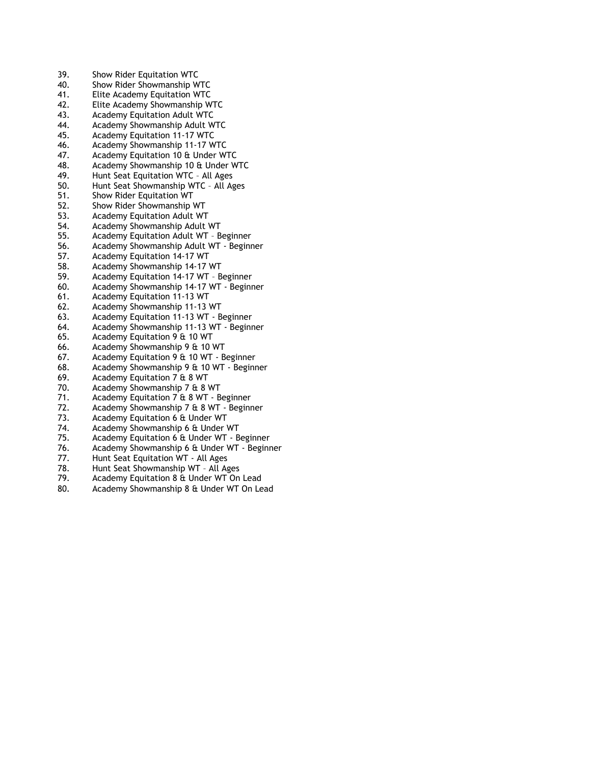39. Show Rider Equitation WTC
40. Show Rider Showmanship WTC
41. Elite Academy Equitation WTC
42. Elite Academy Showmanship WTC
43. Academy Equitation Adult WTC
44. Academy Showmanship Adult WTC
45. Academy Equitation 11-17 WTC
46. Academy Showmanship 11-17 WTC
47. Academy Equitation 10 & Under WTC
48. Academy Showmanship 10 & Under WTC
49. Hunt Seat Equitation WTC – All Ages
50. Hunt Seat Showmanship WTC – All Ages
51. Show Rider Equitation WT
52. Show Rider Showmanship WT
53. Academy Equitation Adult WT
54. Academy Showmanship Adult WT
55. Academy Equitation Adult WT – Beginner
56. Academy Showmanship Adult WT - Beginner
57. Academy Equitation 14-17 WT
58. Academy Showmanship 14-17 WT
59. Academy Equitation 14-17 WT – Beginner
60. Academy Showmanship 14-17 WT - Beginner
61. Academy Equitation 11-13 WT
62. Academy Showmanship 11-13 WT
63. Academy Equitation 11-13 WT - Beginner
64. Academy Showmanship 11-13 WT - Beginner
65. Academy Equitation 9 & 10 WT
66. Academy Showmanship 9 & 10 WT
67. Academy Equitation 9 & 10 WT - Beginner
68. Academy Showmanship 9 & 10 WT - Beginner
69. Academy Equitation 7 & 8 WT
70. Academy Showmanship 7 & 8 WT
71. Academy Equitation 7 & 8 WT - Beginner
72. Academy Showmanship 7 & 8 WT - Beginner
73. Academy Equitation 6 & Under WT
74. Academy Showmanship 6 & Under WT
75. Academy Equitation 6 & Under WT - Beginner
76. Academy Showmanship 6 & Under WT - Beginner
77. Hunt Seat Equitation WT - All Ages
78. Hunt Seat Showmanship WT – All Ages
79. Academy Equitation 8 & Under WT On Lead
80. Academy Showmanship 8 & Under WT On Lead